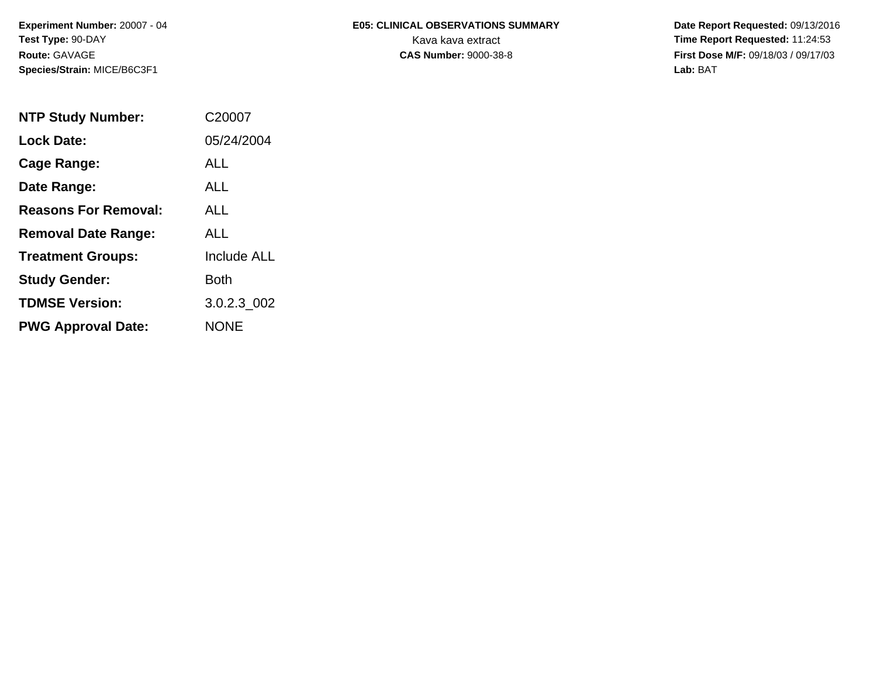**Experiment Number:** 20007 - 04
**Test Type:** 90-DAY
**Route:** GAVAGE
**Species/Strain:** MICE/B6C3F1

**E05: CLINICAL OBSERVATIONS SUMMARY**
Kava kava extract
**CAS Number:** 9000-38-8

**Date Report Requested:** 09/13/2016
**Time Report Requested:** 11:24:53
**First Dose M/F:** 09/18/03 / 09/17/03
**Lab:** BAT

| | |
|---|---|
| **NTP Study Number:** | C20007 |
| **Lock Date:** | 05/24/2004 |
| **Cage Range:** | ALL |
| **Date Range:** | ALL |
| **Reasons For Removal:** | ALL |
| **Removal Date Range:** | ALL |
| **Treatment Groups:** | Include ALL |
| **Study Gender:** | Both |
| **TDMSE Version:** | 3.0.2.3_002 |
| **PWG Approval Date:** | NONE |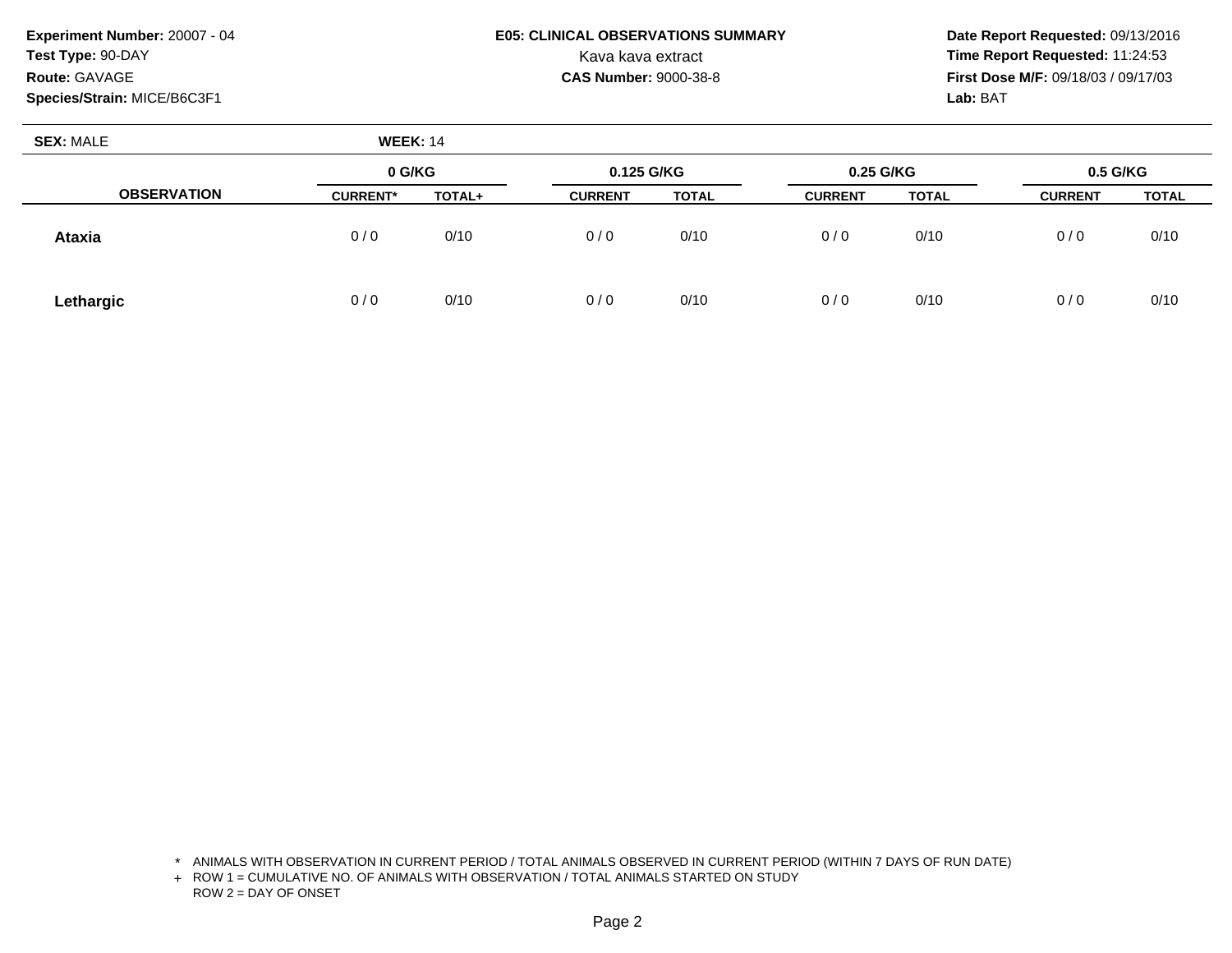**Experiment Number:** 20007 - 04
**Test Type:** 90-DAY
**Route:** GAVAGE
**Species/Strain:** MICE/B6C3F1

**E05: CLINICAL OBSERVATIONS SUMMARY**
Kava kava extract
**CAS Number:** 9000-38-8

**Date Report Requested:** 09/13/2016
**Time Report Requested:** 11:24:53
**First Dose M/F:** 09/18/03 / 09/17/03
**Lab:** BAT

**SEX:** MALE **WEEK:** 14

| OBSERVATION | 0 G/KG | | 0.125 G/KG | | 0.25 G/KG | | 0.5 G/KG | |
|---|---|---|---|---|---|---|---|---|
| | CURRENT* | TOTAL+ | CURRENT | TOTAL | CURRENT | TOTAL | CURRENT | TOTAL |
| **Ataxia** | 0 / 0 | 0/10 | 0 / 0 | 0/10 | 0 / 0 | 0/10 | 0 / 0 | 0/10 |
| **Lethargic** | 0 / 0 | 0/10 | 0 / 0 | 0/10 | 0 / 0 | 0/10 | 0 / 0 | 0/10 |

* ANIMALS WITH OBSERVATION IN CURRENT PERIOD / TOTAL ANIMALS OBSERVED IN CURRENT PERIOD (WITHIN 7 DAYS OF RUN DATE)
+ ROW 1 = CUMULATIVE NO. OF ANIMALS WITH OBSERVATION / TOTAL ANIMALS STARTED ON STUDY
ROW 2 = DAY OF ONSET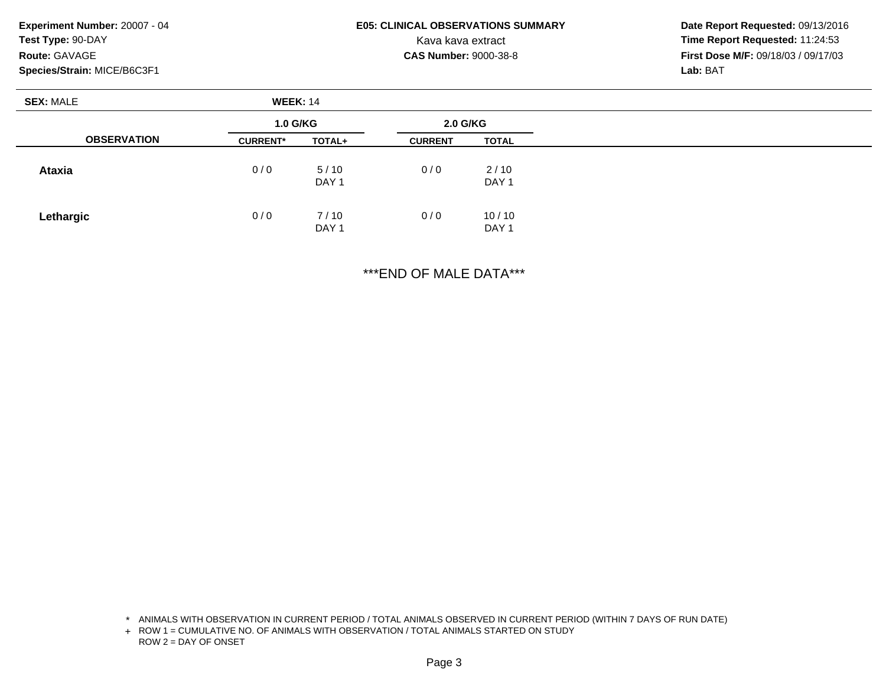**Experiment Number:** 20007 - 04
**Test Type:** 90-DAY
**Route:** GAVAGE
**Species/Strain:** MICE/B6C3F1

# E05: CLINICAL OBSERVATIONS SUMMARY

Kava kava extract
**CAS Number:** 9000-38-8

**Date Report Requested:** 09/13/2016
**Time Report Requested:** 11:24:53
**First Dose M/F:** 09/18/03 / 09/17/03
**Lab:** BAT

**SEX:** MALE **WEEK:** 14

| | 1.0 G/KG | | 2.0 G/KG | |
|---|---|---|---|---|
| **OBSERVATION** | **CURRENT*** | **TOTAL+** | **CURRENT** | **TOTAL** |
| **Ataxia** | 0 / 0 | 5 / 10<br>DAY 1 | 0 / 0 | 2 / 10<br>DAY 1 |
| **Lethargic** | 0 / 0 | 7 / 10<br>DAY 1 | 0 / 0 | 10 / 10<br>DAY 1 |

***END OF MALE DATA***

\* ANIMALS WITH OBSERVATION IN CURRENT PERIOD / TOTAL ANIMALS OBSERVED IN CURRENT PERIOD (WITHIN 7 DAYS OF RUN DATE)
\+ ROW 1 = CUMULATIVE NO. OF ANIMALS WITH OBSERVATION / TOTAL ANIMALS STARTED ON STUDY
ROW 2 = DAY OF ONSET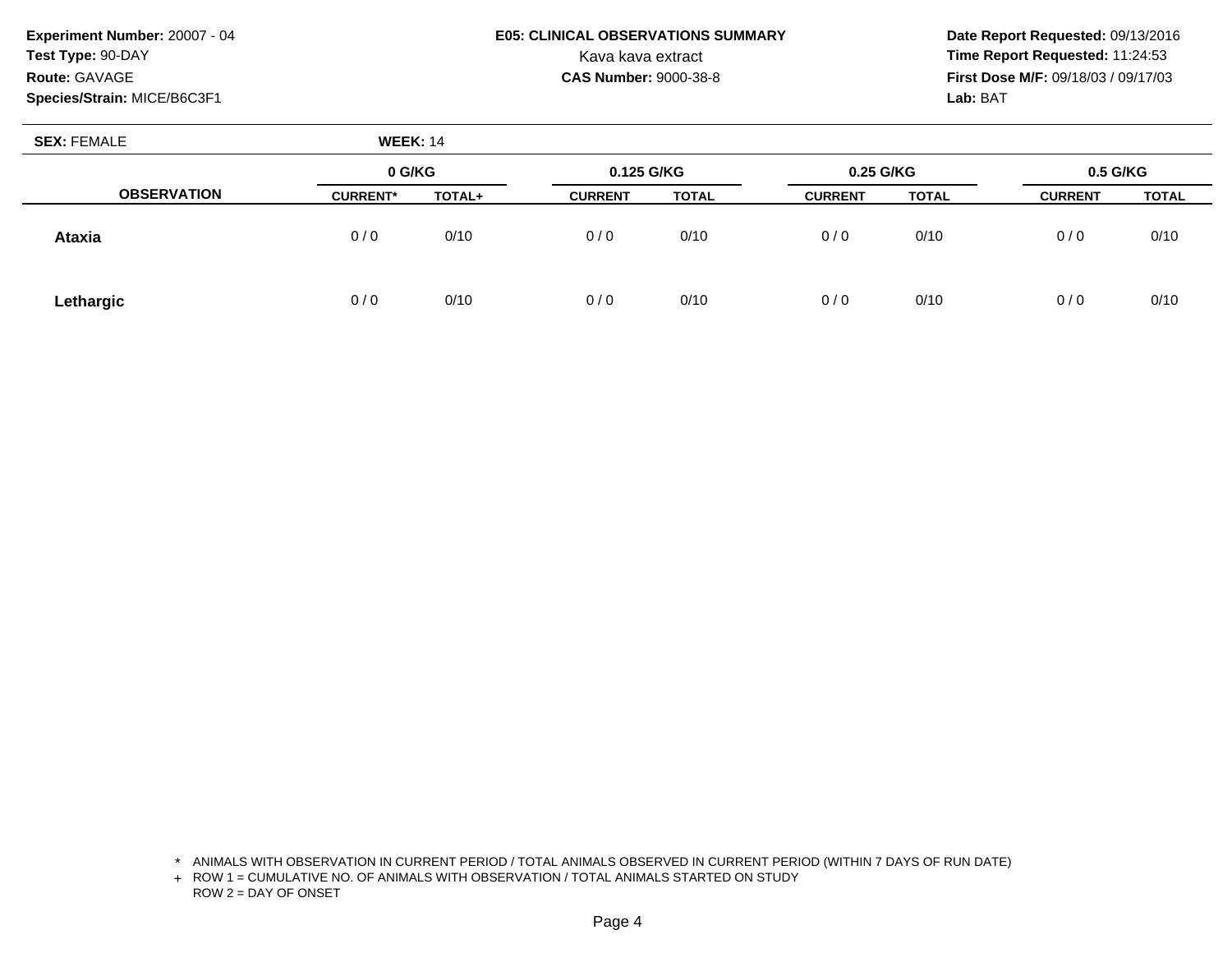**Experiment Number:** 20007 - 04
**Test Type:** 90-DAY
**Route:** GAVAGE
**Species/Strain:** MICE/B6C3F1

**E05: CLINICAL OBSERVATIONS SUMMARY**
Kava kava extract
**CAS Number:** 9000-38-8

**Date Report Requested:** 09/13/2016
**Time Report Requested:** 11:24:53
**First Dose M/F:** 09/18/03 / 09/17/03
**Lab:** BAT

**SEX:** FEMALE **WEEK:** 14

| OBSERVATION | 0 G/KG | | 0.125 G/KG | | 0.25 G/KG | | 0.5 G/KG | |
|---|---|---|---|---|---|---|---|---|
| | CURRENT* | TOTAL+ | CURRENT | TOTAL | CURRENT | TOTAL | CURRENT | TOTAL |
| **Ataxia** | 0 / 0 | 0/10 | 0 / 0 | 0/10 | 0 / 0 | 0/10 | 0 / 0 | 0/10 |
| **Lethargic** | 0 / 0 | 0/10 | 0 / 0 | 0/10 | 0 / 0 | 0/10 | 0 / 0 | 0/10 |

\* ANIMALS WITH OBSERVATION IN CURRENT PERIOD / TOTAL ANIMALS OBSERVED IN CURRENT PERIOD (WITHIN 7 DAYS OF RUN DATE)
\+ ROW 1 = CUMULATIVE NO. OF ANIMALS WITH OBSERVATION / TOTAL ANIMALS STARTED ON STUDY
ROW 2 = DAY OF ONSET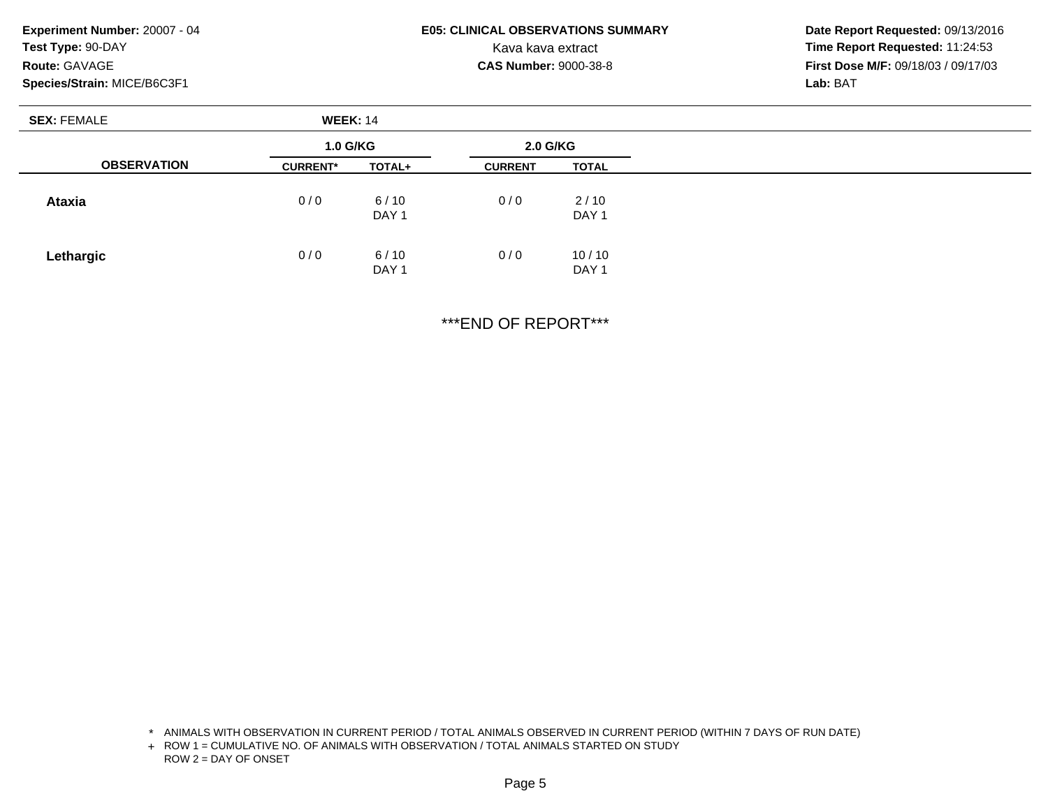**Experiment Number:** 20007 - 04
**Test Type:** 90-DAY
**Route:** GAVAGE
**Species/Strain:** MICE/B6C3F1

**E05: CLINICAL OBSERVATIONS SUMMARY**
Kava kava extract
**CAS Number:** 9000-38-8

**Date Report Requested:** 09/13/2016
**Time Report Requested:** 11:24:53
**First Dose M/F:** 09/18/03 / 09/17/03
**Lab:** BAT

**SEX:** FEMALE **WEEK:** 14

| OBSERVATION | 1.0 G/KG | | 2.0 G/KG | |
|---|---|---|---|---|
| | CURRENT* | TOTAL+ | CURRENT | TOTAL |
| **Ataxia** | 0 / 0 | 6 / 10<br>DAY 1 | 0 / 0 | 2 / 10<br>DAY 1 |
| **Lethargic** | 0 / 0 | 6 / 10<br>DAY 1 | 0 / 0 | 10 / 10<br>DAY 1 |

***END OF REPORT***

\* ANIMALS WITH OBSERVATION IN CURRENT PERIOD / TOTAL ANIMALS OBSERVED IN CURRENT PERIOD (WITHIN 7 DAYS OF RUN DATE)
+ ROW 1 = CUMULATIVE NO. OF ANIMALS WITH OBSERVATION / TOTAL ANIMALS STARTED ON STUDY
ROW 2 = DAY OF ONSET